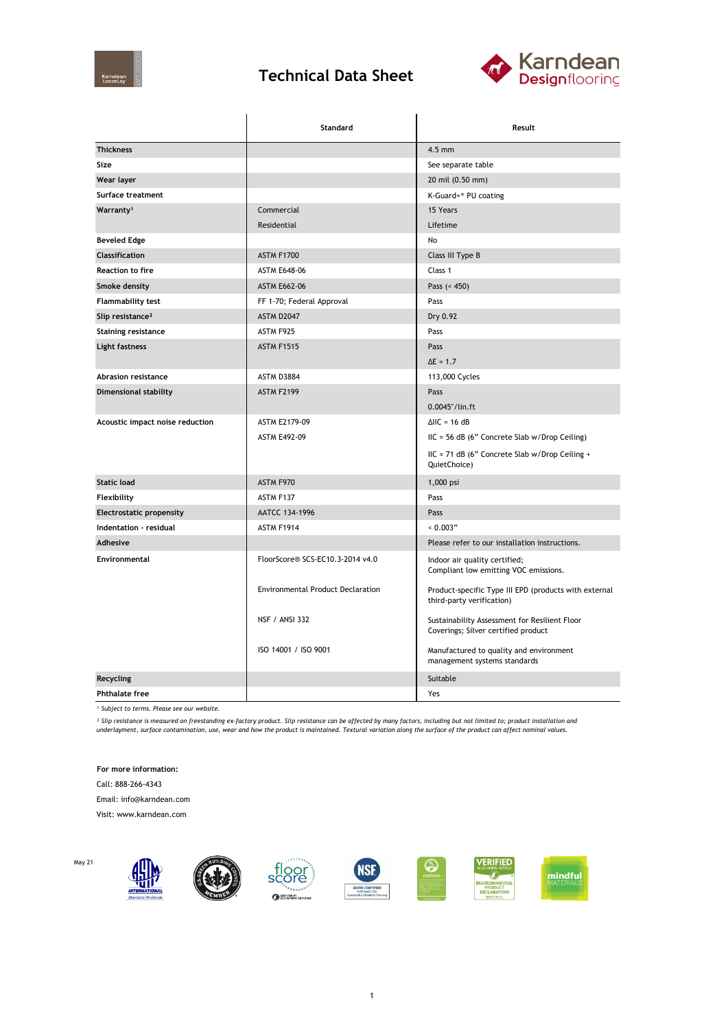# Technical Data Sheet

Karndean Designflooring

| | Standard | Result |
|---|---|---|
| **Thickness** | | 4.5 mm |
| **Size** | | See separate table |
| **Wear layer** | | 20 mil (0.50 mm) |
| **Surface treatment** | | K-Guard+® PU coating |
| **Warranty[1]** | Commercial | 15 Years |
| | Residential | Lifetime |
| **Beveled Edge** | | No |
| **Classification** | ASTM F1700 | Class III Type B |
| **Reaction to fire** | ASTM E648-06 | Class 1 |
| **Smoke density** | ASTM E662-06 | Pass (< 450) |
| **Flammability test** | FF 1-70; Federal Approval | Pass |
| **Slip resistance[2]** | ASTM D2047 | Dry 0.92 |
| **Staining resistance** | ASTM F925 | Pass |
| **Light fastness** | ASTM F1515 | Pass |
| | | ΔE = 1.7 |
| **Abrasion resistance** | ASTM D3884 | 113,000 Cycles |
| **Dimensional stability** | ASTM F2199 | Pass |
| | | 0.0045"/lin.ft |
| **Acoustic impact noise reduction** | ASTM E2179-09 | ΔIIC = 16 dB |
| | ASTM E492-09 | IIC = 56 dB (6" Concrete Slab w/Drop Ceiling) |
| | | IIC = 71 dB (6" Concrete Slab w/Drop Ceiling + QuietChoice) |
| **Static load** | ASTM F970 | 1,000 psi |
| **Flexibility** | ASTM F137 | Pass |
| **Electrostatic propensity** | AATCC 134-1996 | Pass |
| **Indentation - residual** | ASTM F1914 | < 0.003" |
| **Adhesive** | | Please refer to our installation instructions. |
| **Environmental** | FloorScore® SCS-EC10.3-2014 v4.0 | Indoor air quality certified; Compliant low emitting VOC emissions. |
| | Environmental Product Declaration | Product-specific Type III EPD (products with external third-party verification) |
| | NSF / ANSI 332 | Sustainability Assessment for Resilient Floor Coverings; Silver certified product |
| | ISO 14001 / ISO 9001 | Manufactured to quality and environment management systems standards |
| **Recycling** | | Suitable |
| **Phthalate free** | | Yes |

*[1] Subject to terms. Please see our website.*

*[2] Slip resistance is measured on freestanding ex-factory product. Slip resistance can be affected by many factors, including but not limited to; product installation and underlayment, surface contamination, use, wear and how the product is maintained. Textural variation along the surface of the product can affect nominal values.*

**For more information:**

Call: 888-266-4343

Email: info@karndean.com

Visit: www.karndean.com

May 21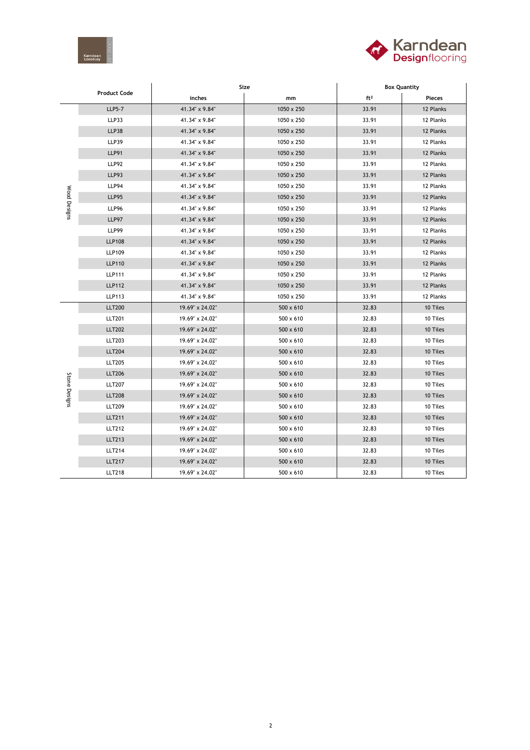| | Product Code | Size | | Box Quantity | |
|---|---|---|---|---|---|
| | | inches | mm | ft² | Pieces |
| Wood Designs | LLP5-7 | 41.34" x 9.84" | 1050 x 250 | 33.91 | 12 Planks |
| | LLP33 | 41.34" x 9.84" | 1050 x 250 | 33.91 | 12 Planks |
| | LLP38 | 41.34" x 9.84" | 1050 x 250 | 33.91 | 12 Planks |
| | LLP39 | 41.34" x 9.84" | 1050 x 250 | 33.91 | 12 Planks |
| | LLP91 | 41.34" x 9.84" | 1050 x 250 | 33.91 | 12 Planks |
| | LLP92 | 41.34" x 9.84" | 1050 x 250 | 33.91 | 12 Planks |
| | LLP93 | 41.34" x 9.84" | 1050 x 250 | 33.91 | 12 Planks |
| | LLP94 | 41.34" x 9.84" | 1050 x 250 | 33.91 | 12 Planks |
| | LLP95 | 41.34" x 9.84" | 1050 x 250 | 33.91 | 12 Planks |
| | LLP96 | 41.34" x 9.84" | 1050 x 250 | 33.91 | 12 Planks |
| | LLP97 | 41.34" x 9.84" | 1050 x 250 | 33.91 | 12 Planks |
| | LLP99 | 41.34" x 9.84" | 1050 x 250 | 33.91 | 12 Planks |
| | LLP108 | 41.34" x 9.84" | 1050 x 250 | 33.91 | 12 Planks |
| | LLP109 | 41.34" x 9.84" | 1050 x 250 | 33.91 | 12 Planks |
| | LLP110 | 41.34" x 9.84" | 1050 x 250 | 33.91 | 12 Planks |
| | LLP111 | 41.34" x 9.84" | 1050 x 250 | 33.91 | 12 Planks |
| | LLP112 | 41.34" x 9.84" | 1050 x 250 | 33.91 | 12 Planks |
| | LLP113 | 41.34" x 9.84" | 1050 x 250 | 33.91 | 12 Planks |
| Stone Designs | LLT200 | 19.69" x 24.02" | 500 x 610 | 32.83 | 10 Tiles |
| | LLT201 | 19.69" x 24.02" | 500 x 610 | 32.83 | 10 Tiles |
| | LLT202 | 19.69" x 24.02" | 500 x 610 | 32.83 | 10 Tiles |
| | LLT203 | 19.69" x 24.02" | 500 x 610 | 32.83 | 10 Tiles |
| | LLT204 | 19.69" x 24.02" | 500 x 610 | 32.83 | 10 Tiles |
| | LLT205 | 19.69" x 24.02" | 500 x 610 | 32.83 | 10 Tiles |
| | LLT206 | 19.69" x 24.02" | 500 x 610 | 32.83 | 10 Tiles |
| | LLT207 | 19.69" x 24.02" | 500 x 610 | 32.83 | 10 Tiles |
| | LLT208 | 19.69" x 24.02" | 500 x 610 | 32.83 | 10 Tiles |
| | LLT209 | 19.69" x 24.02" | 500 x 610 | 32.83 | 10 Tiles |
| | LLT211 | 19.69" x 24.02" | 500 x 610 | 32.83 | 10 Tiles |
| | LLT212 | 19.69" x 24.02" | 500 x 610 | 32.83 | 10 Tiles |
| | LLT213 | 19.69" x 24.02" | 500 x 610 | 32.83 | 10 Tiles |
| | LLT214 | 19.69" x 24.02" | 500 x 610 | 32.83 | 10 Tiles |
| | LLT217 | 19.69" x 24.02" | 500 x 610 | 32.83 | 10 Tiles |
| | LLT218 | 19.69" x 24.02" | 500 x 610 | 32.83 | 10 Tiles |